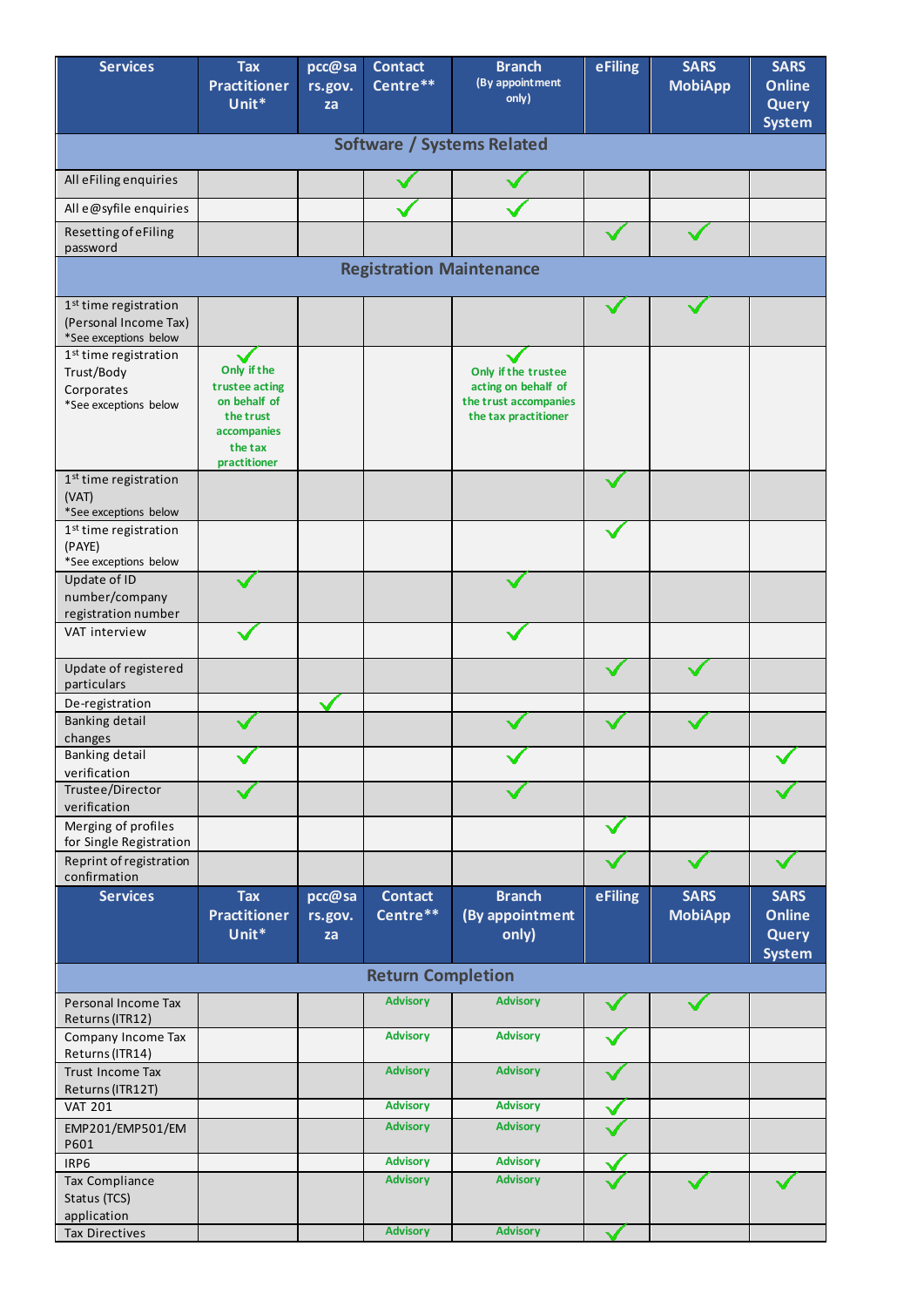| Services | Tax Practitioner Unit* | pcc@sars.gov.za | Contact Centre** | Branch (By appointment only) | eFiling | SARS MobiApp | SARS Online Query System |
|---|---|---|---|---|---|---|---|
| **Software / Systems Related** | | | | | | | |
| All eFiling enquiries | | | ✓ | ✓ | | | |
| All e@syfile enquiries | | | ✓ | ✓ | | | |
| Resetting of eFiling password | | | | | ✓ | ✓ | |
| **Registration Maintenance** | | | | | | | |
| 1st time registration (Personal Income Tax) *See exceptions below | | | | | ✓ | ✓ | |
| 1st time registration Trust/Body Corporates *See exceptions below | ✓ Only if the trustee acting on behalf of the trust accompanies the tax practitioner | | | ✓ Only if the trustee acting on behalf of the trust accompanies the tax practitioner | | | |
| 1st time registration (VAT) *See exceptions below | | | | | ✓ | | |
| 1st time registration (PAYE) *See exceptions below | | | | | ✓ | | |
| Update of ID number/company registration number | ✓ | | | ✓ | | | |
| VAT interview | ✓ | | | ✓ | | | |
| Update of registered particulars | | | | | ✓ | ✓ | |
| De-registration | | ✓ | | | | | |
| Banking detail changes | ✓ | | | ✓ | ✓ | ✓ | |
| Banking detail verification | ✓ | | | ✓ | | | ✓ |
| Trustee/Director verification | ✓ | | | ✓ | | | ✓ |
| Merging of profiles for Single Registration | | | | | ✓ | | |
| Reprint of registration confirmation | | | | | ✓ | ✓ | ✓ |
| **Services** | **Tax Practitioner Unit*** | **pcc@sars.gov.za** | **Contact Centre**** | **Branch (By appointment only)** | **eFiling** | **SARS MobiApp** | **SARS Online Query System** |
| **Return Completion** | | | | | | | |
| Personal Income Tax Returns (ITR12) | | | Advisory | Advisory | ✓ | ✓ | |
| Company Income Tax Returns (ITR14) | | | Advisory | Advisory | ✓ | | |
| Trust Income Tax Returns (ITR12T) | | | Advisory | Advisory | ✓ | | |
| VAT 201 | | | Advisory | Advisory | ✓ | | |
| EMP201/EMP501/EMP601 | | | Advisory | Advisory | ✓ | | |
| IRP6 | | | Advisory | Advisory | ✓ | | |
| Tax Compliance Status (TCS) application | | | Advisory | Advisory | ✓ | ✓ | ✓ |
| Tax Directives | | | Advisory | Advisory | ✓ | | |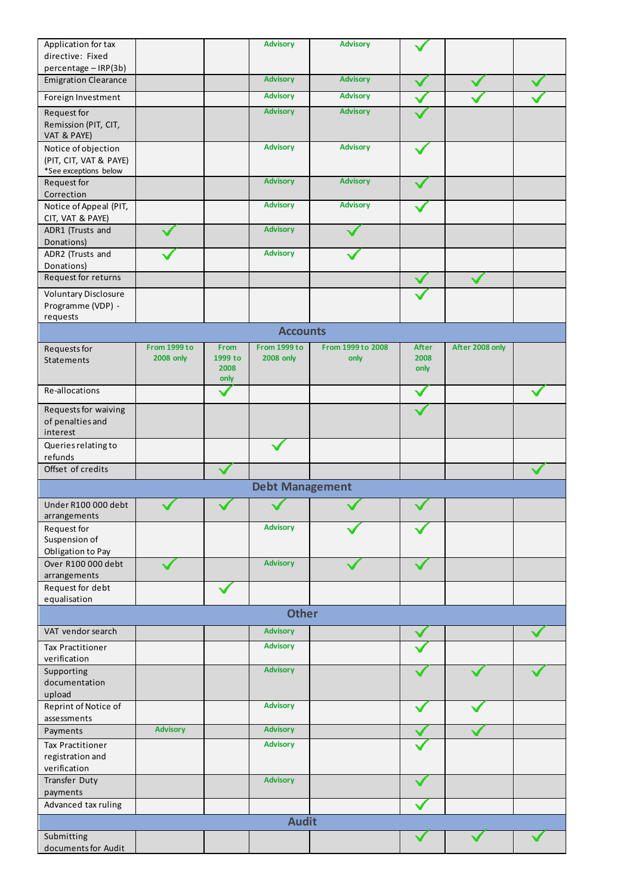| | | | | | | | |
|---|---|---|---|---|---|---|---|
| Application for tax directive: Fixed percentage – IRP(3b) | | | Advisory | Advisory | ✓ | | |
| Emigration Clearance | | | Advisory | Advisory | ✓ | ✓ | ✓ |
| Foreign Investment | | | Advisory | Advisory | ✓ | ✓ | ✓ |
| Request for Remission (PIT, CIT, VAT & PAYE) | | | Advisory | Advisory | ✓ | | |
| Notice of objection (PIT, CIT, VAT & PAYE) *See exceptions below | | | Advisory | Advisory | ✓ | | |
| Request for Correction | | | Advisory | Advisory | ✓ | | |
| Notice of Appeal (PIT, CIT, VAT & PAYE) | | | Advisory | Advisory | ✓ | | |
| ADR1 (Trusts and Donations) | ✓ | | Advisory | ✓ | | | |
| ADR2 (Trusts and Donations) | ✓ | | Advisory | ✓ | | | |
| Request for returns | | | | | ✓ | ✓ | |
| Voluntary Disclosure Programme (VDP) - requests | | | | | ✓ | | |
| **Accounts** | | | | | | | |
| Requests for Statements | From 1999 to 2008 only | From 1999 to 2008 only | From 1999 to 2008 only | From 1999 to 2008 only | After 2008 only | After 2008 only | |
| Re-allocations | | ✓ | | | ✓ | | ✓ |
| Requests for waiving of penalties and interest | | | | | ✓ | | |
| Queries relating to refunds | | | ✓ | | | | |
| Offset of credits | | ✓ | | | | | ✓ |
| **Debt Management** | | | | | | | |
| Under R100 000 debt arrangements | ✓ | ✓ | ✓ | ✓ | ✓ | | |
| Request for Suspension of Obligation to Pay | | | Advisory | ✓ | ✓ | | |
| Over R100 000 debt arrangements | ✓ | | Advisory | ✓ | ✓ | | |
| Request for debt equalisation | | ✓ | | | | | |
| **Other** | | | | | | | |
| VAT vendor search | | | Advisory | | ✓ | | ✓ |
| Tax Practitioner verification | | | Advisory | | ✓ | | |
| Supporting documentation upload | | | Advisory | | ✓ | ✓ | ✓ |
| Reprint of Notice of assessments | | | Advisory | | ✓ | ✓ | |
| Payments | Advisory | | Advisory | | ✓ | ✓ | |
| Tax Practitioner registration and verification | | | Advisory | | ✓ | | |
| Transfer Duty payments | | | Advisory | | ✓ | | |
| Advanced tax ruling | | | | | ✓ | | |
| **Audit** | | | | | | | |
| Submitting documents for Audit | | | | | ✓ | ✓ | ✓ |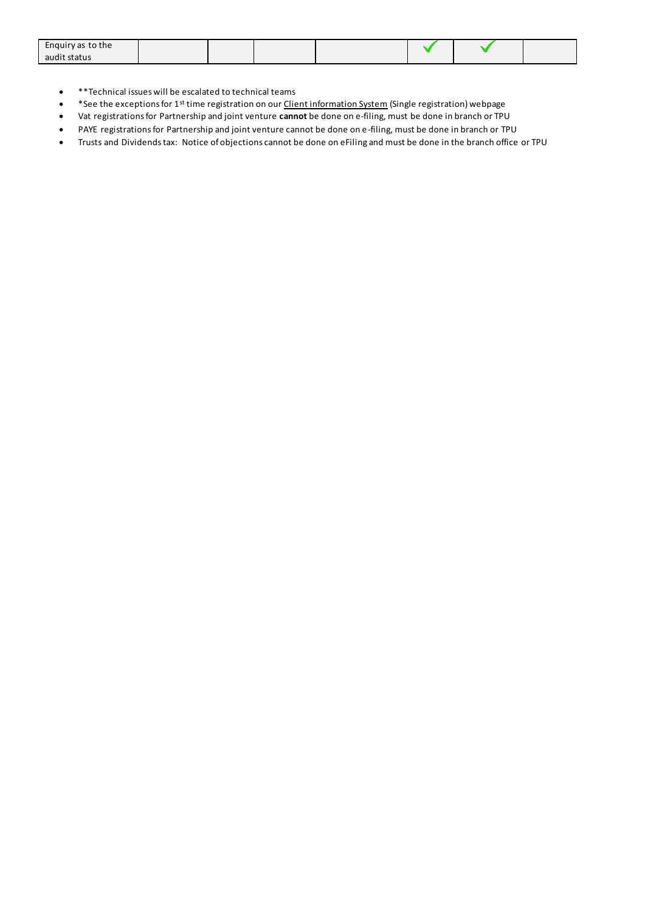| | | | | | | | |
|---|---|---|---|---|---|---|---|
| Enquiry as to the audit status | | | | | ✓ | ✓ | |

- **Technical issues will be escalated to technical teams
- *See the exceptions for 1st time registration on our Client information System (Single registration) webpage
- Vat registrations for Partnership and joint venture **cannot** be done on e-filing, must be done in branch or TPU
- PAYE registrations for Partnership and joint venture cannot be done on e-filing, must be done in branch or TPU
- Trusts and Dividends tax: Notice of objections cannot be done on eFiling and must be done in the branch office or TPU